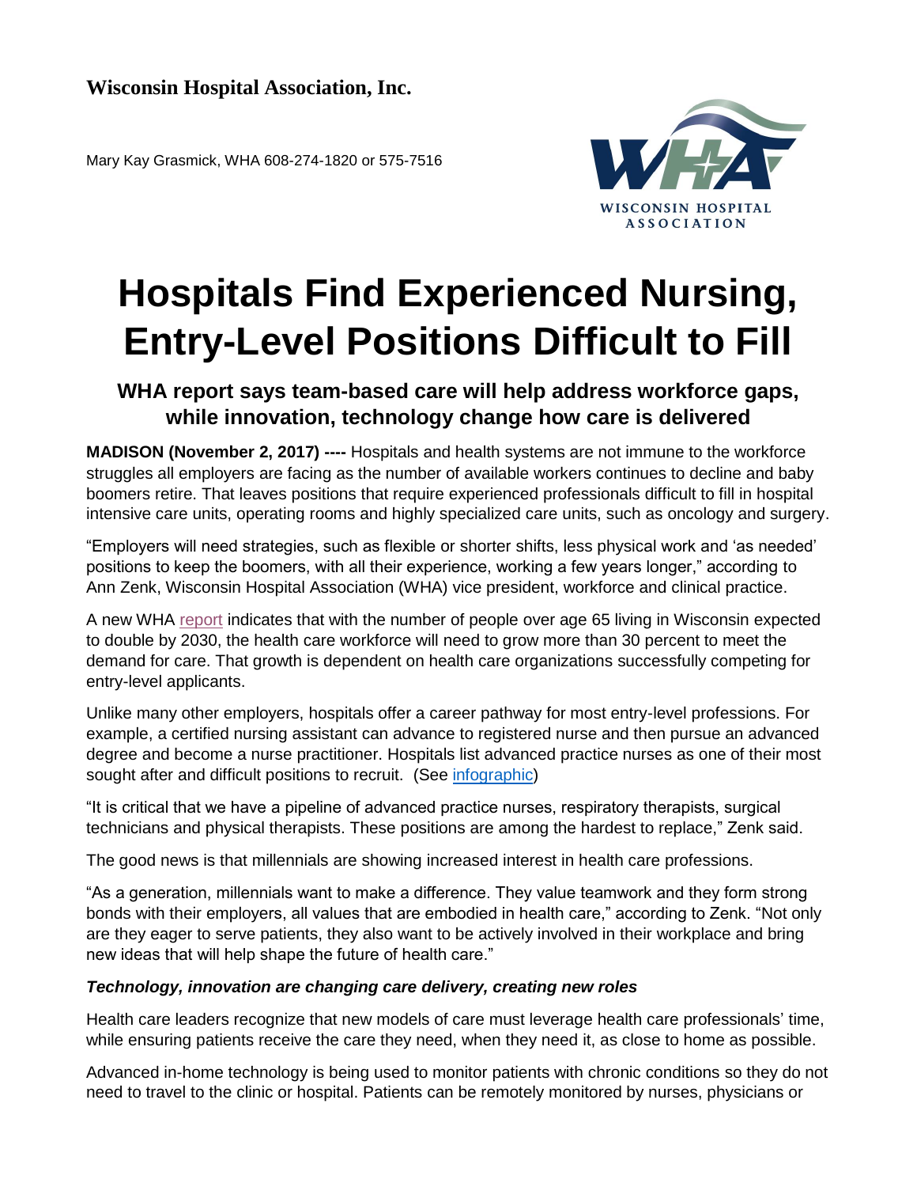**Wisconsin Hospital Association, Inc.**

Mary Kay Grasmick, WHA 608-274-1820 or 575-7516

# Hospitals Find Experienced Nursing, Entry-Level Positions Difficult to Fill

## WHA report says team-based care will help address workforce gaps, while innovation, technology change how care is delivered

**MADISON (November 2, 2017) ----** Hospitals and health systems are not immune to the workforce struggles all employers are facing as the number of available workers continues to decline and baby boomers retire. That leaves positions that require experienced professionals difficult to fill in hospital intensive care units, operating rooms and highly specialized care units, such as oncology and surgery.

"Employers will need strategies, such as flexible or shorter shifts, less physical work and 'as needed' positions to keep the boomers, with all their experience, working a few years longer," according to Ann Zenk, Wisconsin Hospital Association (WHA) vice president, workforce and clinical practice.

A new WHA report indicates that with the number of people over age 65 living in Wisconsin expected to double by 2030, the health care workforce will need to grow more than 30 percent to meet the demand for care. That growth is dependent on health care organizations successfully competing for entry-level applicants.

Unlike many other employers, hospitals offer a career pathway for most entry-level professions. For example, a certified nursing assistant can advance to registered nurse and then pursue an advanced degree and become a nurse practitioner. Hospitals list advanced practice nurses as one of their most sought after and difficult positions to recruit. (See infographic)

"It is critical that we have a pipeline of advanced practice nurses, respiratory therapists, surgical technicians and physical therapists. These positions are among the hardest to replace," Zenk said.

The good news is that millennials are showing increased interest in health care professions.

"As a generation, millennials want to make a difference. They value teamwork and they form strong bonds with their employers, all values that are embodied in health care," according to Zenk. "Not only are they eager to serve patients, they also want to be actively involved in their workplace and bring new ideas that will help shape the future of health care."

***Technology, innovation are changing care delivery, creating new roles***

Health care leaders recognize that new models of care must leverage health care professionals' time, while ensuring patients receive the care they need, when they need it, as close to home as possible.

Advanced in-home technology is being used to monitor patients with chronic conditions so they do not need to travel to the clinic or hospital. Patients can be remotely monitored by nurses, physicians or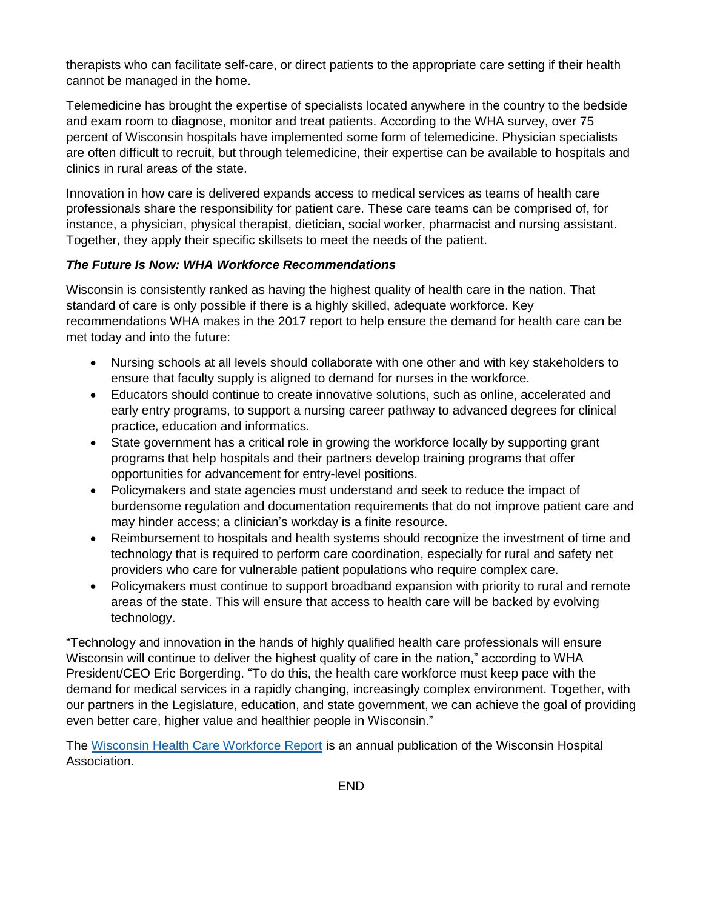therapists who can facilitate self-care, or direct patients to the appropriate care setting if their health cannot be managed in the home.

Telemedicine has brought the expertise of specialists located anywhere in the country to the bedside and exam room to diagnose, monitor and treat patients. According to the WHA survey, over 75 percent of Wisconsin hospitals have implemented some form of telemedicine. Physician specialists are often difficult to recruit, but through telemedicine, their expertise can be available to hospitals and clinics in rural areas of the state.

Innovation in how care is delivered expands access to medical services as teams of health care professionals share the responsibility for patient care. These care teams can be comprised of, for instance, a physician, physical therapist, dietician, social worker, pharmacist and nursing assistant. Together, they apply their specific skillsets to meet the needs of the patient.

***The Future Is Now: WHA Workforce Recommendations***

Wisconsin is consistently ranked as having the highest quality of health care in the nation. That standard of care is only possible if there is a highly skilled, adequate workforce. Key recommendations WHA makes in the 2017 report to help ensure the demand for health care can be met today and into the future:

- Nursing schools at all levels should collaborate with one other and with key stakeholders to ensure that faculty supply is aligned to demand for nurses in the workforce.
- Educators should continue to create innovative solutions, such as online, accelerated and early entry programs, to support a nursing career pathway to advanced degrees for clinical practice, education and informatics.
- State government has a critical role in growing the workforce locally by supporting grant programs that help hospitals and their partners develop training programs that offer opportunities for advancement for entry-level positions.
- Policymakers and state agencies must understand and seek to reduce the impact of burdensome regulation and documentation requirements that do not improve patient care and may hinder access; a clinician's workday is a finite resource.
- Reimbursement to hospitals and health systems should recognize the investment of time and technology that is required to perform care coordination, especially for rural and safety net providers who care for vulnerable patient populations who require complex care.
- Policymakers must continue to support broadband expansion with priority to rural and remote areas of the state. This will ensure that access to health care will be backed by evolving technology.

"Technology and innovation in the hands of highly qualified health care professionals will ensure Wisconsin will continue to deliver the highest quality of care in the nation," according to WHA President/CEO Eric Borgerding. "To do this, the health care workforce must keep pace with the demand for medical services in a rapidly changing, increasingly complex environment. Together, with our partners in the Legislature, education, and state government, we can achieve the goal of providing even better care, higher value and healthier people in Wisconsin."

The [Wisconsin Health Care Workforce Report] is an annual publication of the Wisconsin Hospital Association.

END